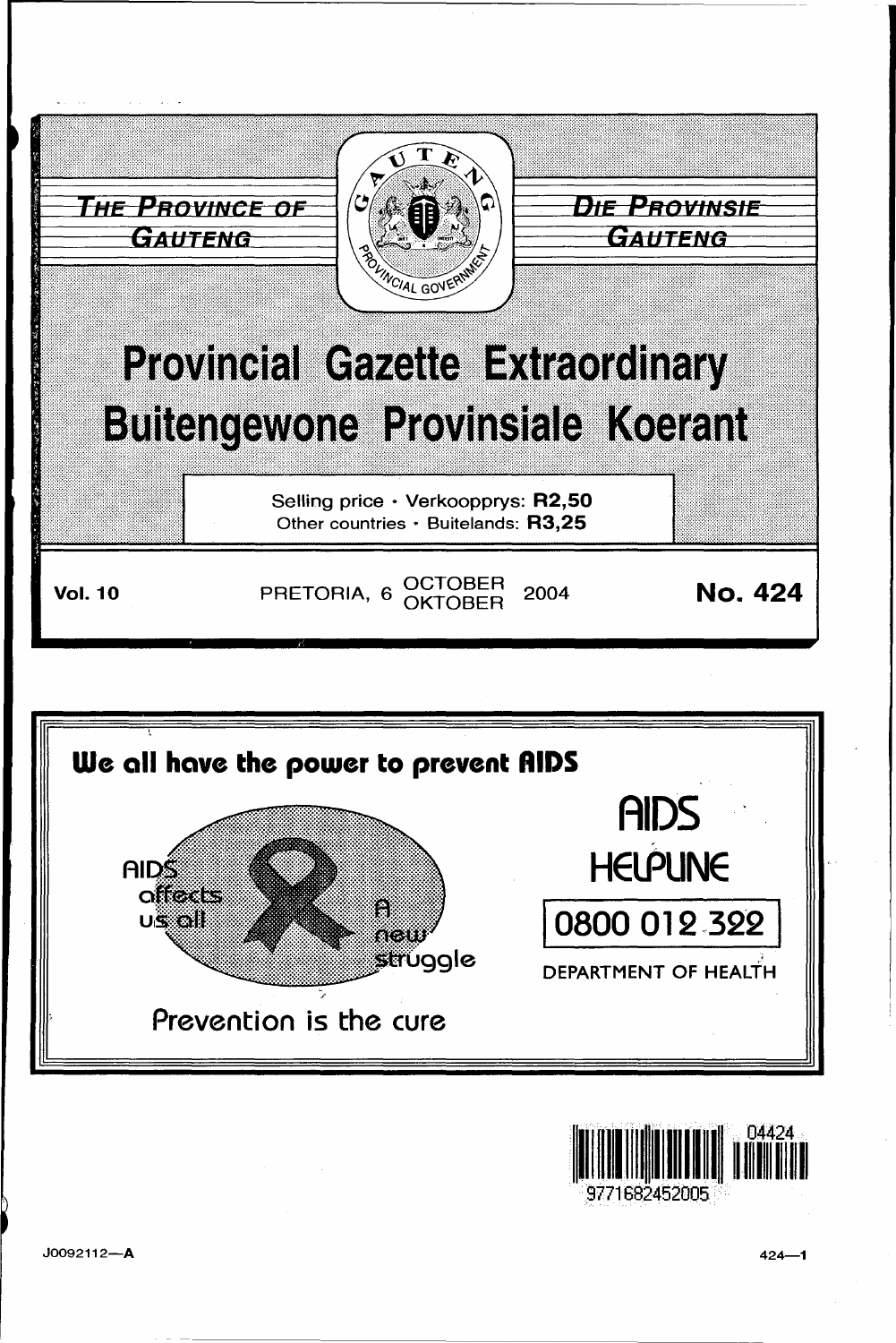**THE PROVINCE OF GAUTENG**

**DIE PROVINSIE GAUTENG**

# Provincial Gazette Extraordinary

# Buitengewone Provinsiale Koerant

Selling price • Verkoopprys: **R2,50**
Other countries • Buitelands: **R3,25**

**Vol. 10** PRETORIA, 6 OCTOBER / OKTOBER 2004 **No. 424**

**We all have the power to prevent AIDS**

AIDS affects us all

A new struggle

Prevention is the cure

AIDS HELPLINE

0800 012 322

DEPARTMENT OF HEALTH

J0092112—A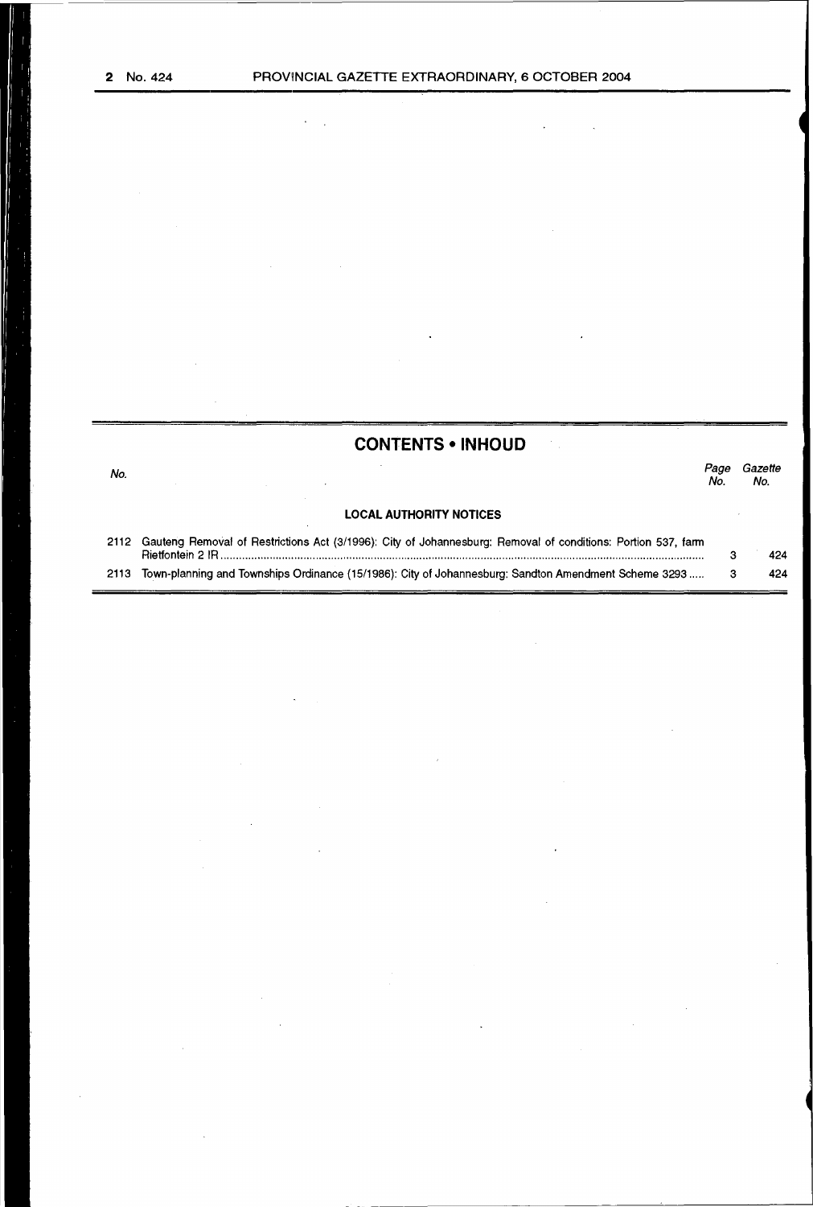## CONTENTS • INHOUD

| No. | | Page No. | Gazette No. |
|---|---|---|---|
| | **LOCAL AUTHORITY NOTICES** | | |
| 2112 | Gauteng Removal of Restrictions Act (3/1996): City of Johannesburg: Removal of conditions: Portion 537, farm Rietfontein 2 IR | 3 | 424 |
| 2113 | Town-planning and Townships Ordinance (15/1986): City of Johannesburg: Sandton Amendment Scheme 3293 | 3 | 424 |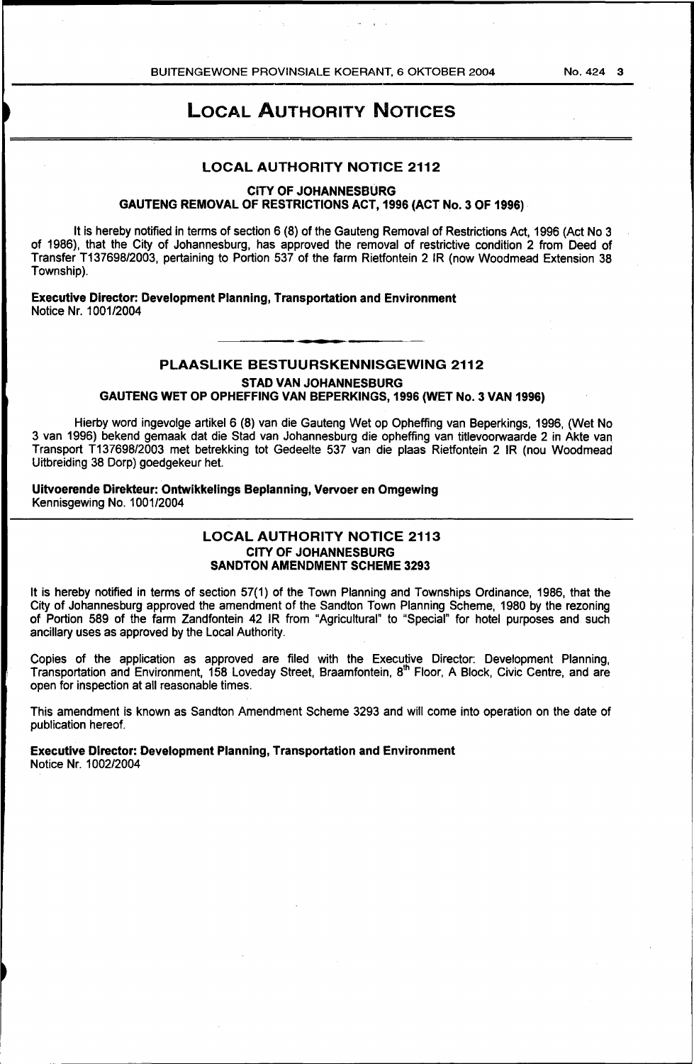# LOCAL AUTHORITY NOTICES

## LOCAL AUTHORITY NOTICE 2112

**CITY OF JOHANNESBURG**
**GAUTENG REMOVAL OF RESTRICTIONS ACT, 1996 (ACT No. 3 OF 1996)**

It is hereby notified in terms of section 6 (8) of the Gauteng Removal of Restrictions Act, 1996 (Act No 3 of 1986), that the City of Johannesburg, has approved the removal of restrictive condition 2 from Deed of Transfer T137698/2003, pertaining to Portion 537 of the farm Rietfontein 2 IR (now Woodmead Extension 38 Township).

**Executive Director: Development Planning, Transportation and Environment**
Notice Nr. 1001/2004

## PLAASLIKE BESTUURSKENNISGEWING 2112

**STAD VAN JOHANNESBURG**
**GAUTENG WET OP OPHEFFING VAN BEPERKINGS, 1996 (WET No. 3 VAN 1996)**

Hierby word ingevolge artikel 6 (8) van die Gauteng Wet op Opheffing van Beperkings, 1996, (Wet No 3 van 1996) bekend gemaak dat die Stad van Johannesburg die opheffing van titlevoorwaarde 2 in Akte van Transport T137698/2003 met betrekking tot Gedeelte 537 van die plaas Rietfontein 2 IR (nou Woodmead Uitbreiding 38 Dorp) goedgekeur het.

**Uitvoerende Direkteur: Ontwikkelings Beplanning, Vervoer en Omgewing**
Kennisgewing No. 1001/2004

## LOCAL AUTHORITY NOTICE 2113

**CITY OF JOHANNESBURG**
**SANDTON AMENDMENT SCHEME 3293**

It is hereby notified in terms of section 57(1) of the Town Planning and Townships Ordinance, 1986, that the City of Johannesburg approved the amendment of the Sandton Town Planning Scheme, 1980 by the rezoning of Portion 589 of the farm Zandfontein 42 IR from "Agricultural" to "Special" for hotel purposes and such ancillary uses as approved by the Local Authority.

Copies of the application as approved are filed with the Executive Director: Development Planning, Transportation and Environment, 158 Loveday Street, Braamfontein, 8th Floor, A Block, Civic Centre, and are open for inspection at all reasonable times.

This amendment is known as Sandton Amendment Scheme 3293 and will come into operation on the date of publication hereof.

**Executive Director: Development Planning, Transportation and Environment**
Notice Nr. 1002/2004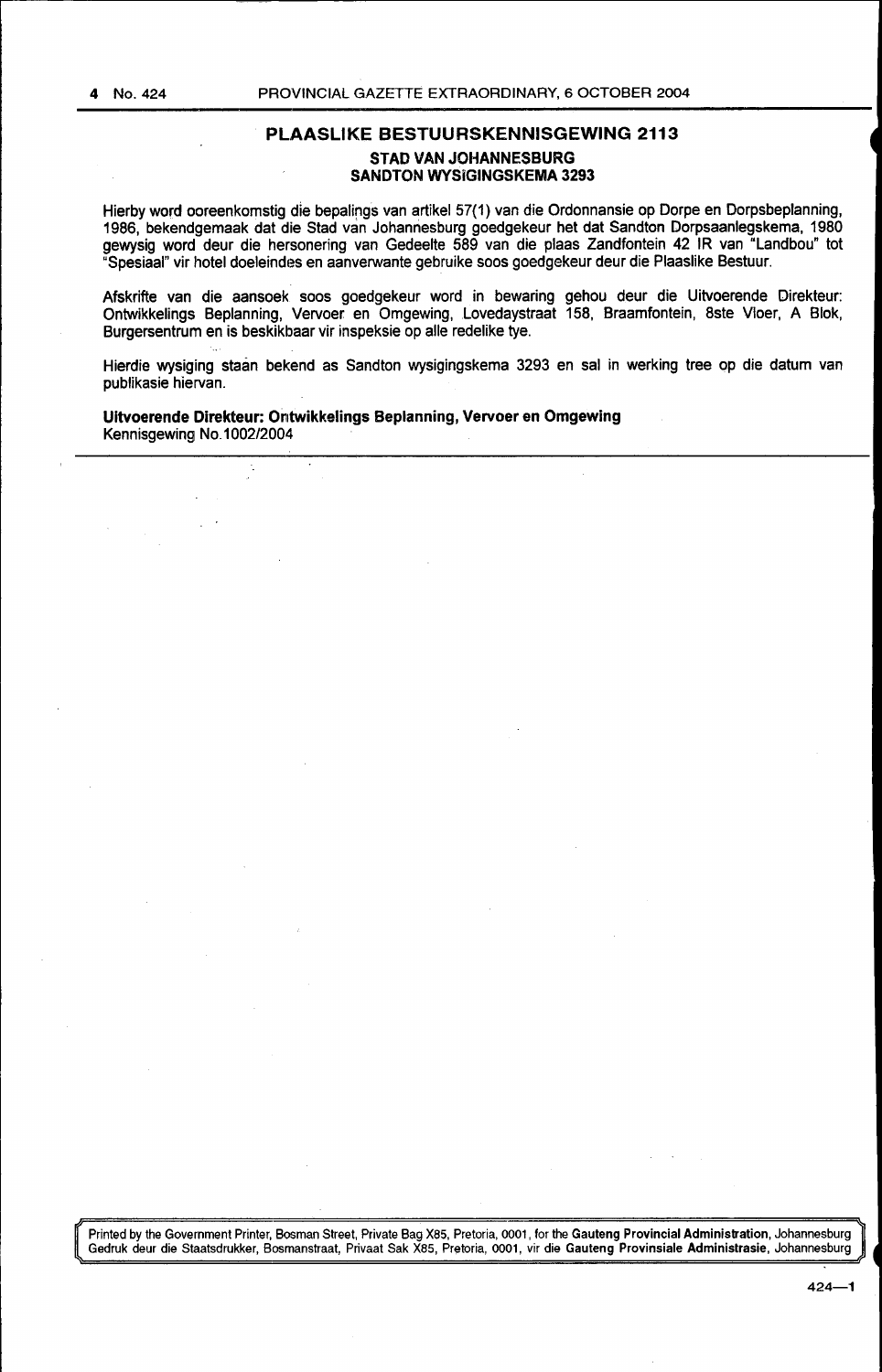## PLAASLIKE BESTUURSKENNISGEWING 2113

### STAD VAN JOHANNESBURG

### SANDTON WYSIGINGSKEMA 3293

Hierby word ooreenkomstig die bepalings van artikel 57(1) van die Ordonnansie op Dorpe en Dorpsbeplanning, 1986, bekendgemaak dat die Stad van Johannesburg goedgekeur het dat Sandton Dorpsaanlegskema, 1980 gewysig word deur die hersonering van Gedeelte 589 van die plaas Zandfontein 42 IR van "Landbou" tot "Spesiaal" vir hotel doeleindes en aanverwante gebruike soos goedgekeur deur die Plaaslike Bestuur.

Afskrifte van die aansoek soos goedgekeur word in bewaring gehou deur die Uitvoerende Direkteur: Ontwikkelings Beplanning, Vervoer en Omgewing, Lovedaystraat 158, Braamfontein, 8ste Vloer, A Blok, Burgersentrum en is beskikbaar vir inspeksie op alle redelike tye.

Hierdie wysiging staan bekend as Sandton wysigingskema 3293 en sal in werking tree op die datum van publikasie hiervan.

**Uitvoerende Direkteur: Ontwikkelings Beplanning, Vervoer en Omgewing**
Kennisgewing No. 1002/2004

Printed by the Government Printer, Bosman Street, Private Bag X85, Pretoria, 0001, for the **Gauteng Provincial Administration**, Johannesburg
Gedruk deur die Staatsdrukker, Bosmanstraat, Privaat Sak X85, Pretoria, 0001, vir die **Gauteng Provinsiale Administrasie**, Johannesburg

424—1